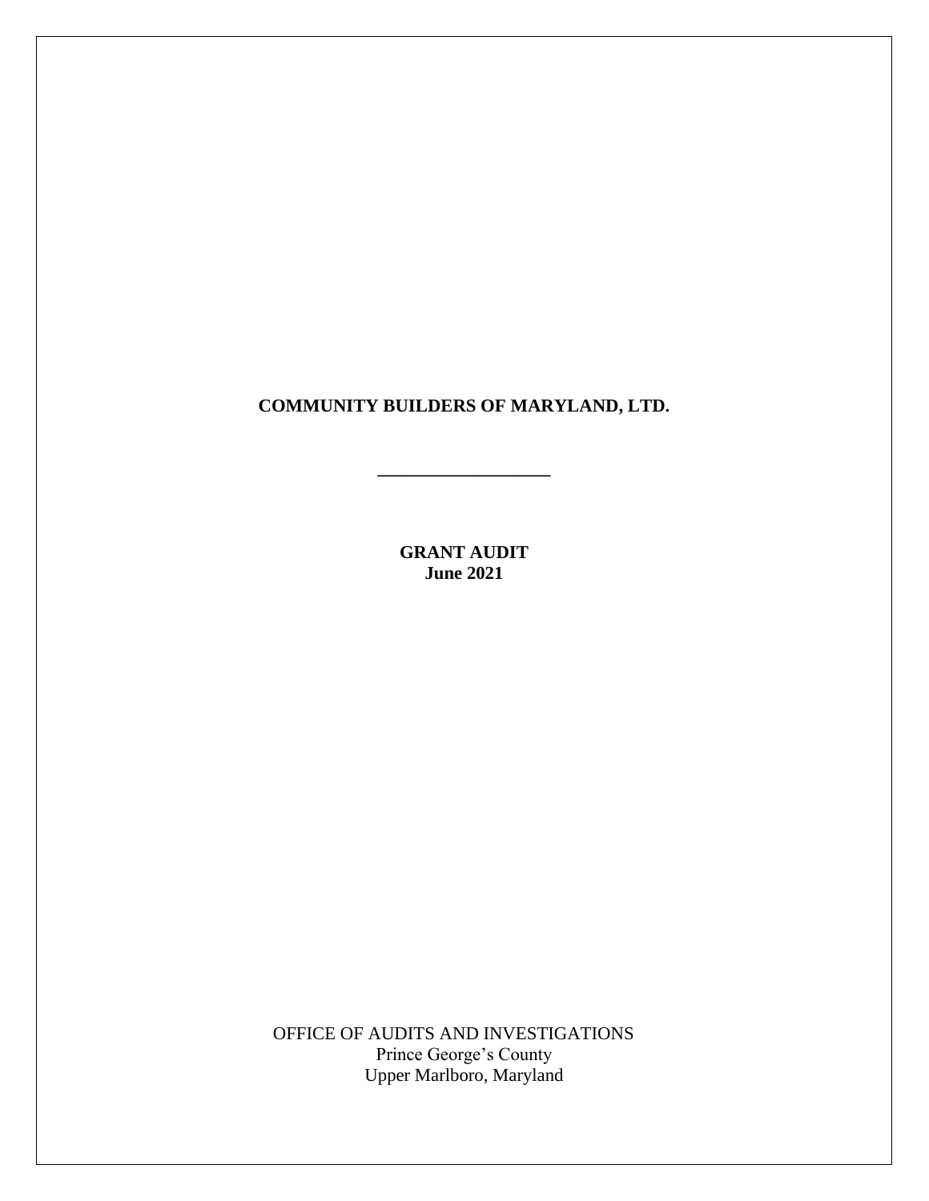# COMMUNITY BUILDERS OF MARYLAND, LTD.

---

**GRANT AUDIT**
**June 2021**

OFFICE OF AUDITS AND INVESTIGATIONS
Prince George's County
Upper Marlboro, Maryland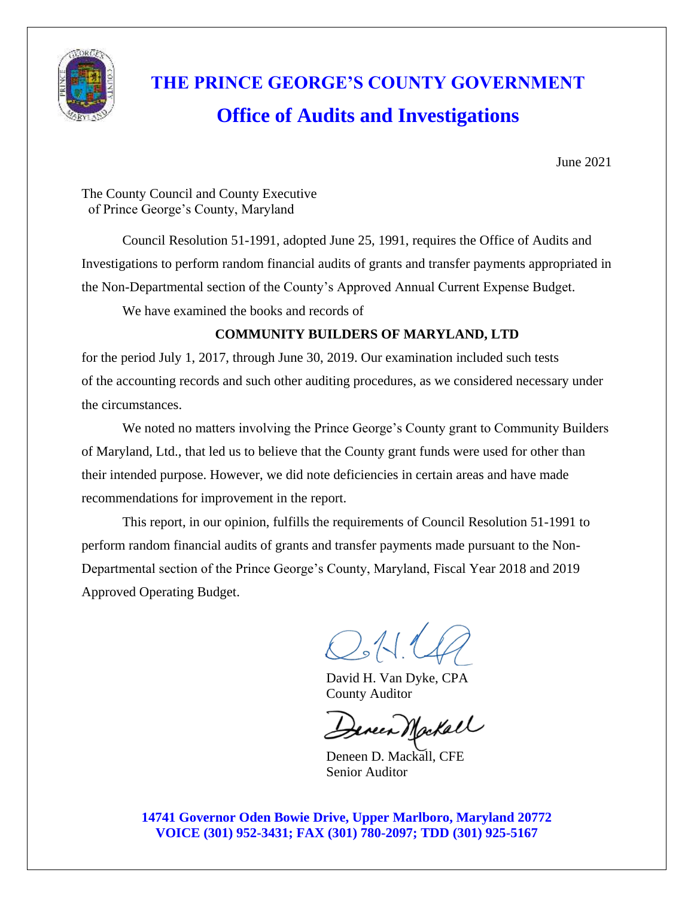# THE PRINCE GEORGE'S COUNTY GOVERNMENT

## Office of Audits and Investigations

June 2021

The County Council and County Executive
of Prince George's County, Maryland

Council Resolution 51-1991, adopted June 25, 1991, requires the Office of Audits and Investigations to perform random financial audits of grants and transfer payments appropriated in the Non-Departmental section of the County's Approved Annual Current Expense Budget.

We have examined the books and records of

**COMMUNITY BUILDERS OF MARYLAND, LTD**

for the period July 1, 2017, through June 30, 2019. Our examination included such tests of the accounting records and such other auditing procedures, as we considered necessary under the circumstances.

We noted no matters involving the Prince George's County grant to Community Builders of Maryland, Ltd., that led us to believe that the County grant funds were used for other than their intended purpose. However, we did note deficiencies in certain areas and have made recommendations for improvement in the report.

This report, in our opinion, fulfills the requirements of Council Resolution 51-1991 to perform random financial audits of grants and transfer payments made pursuant to the Non-Departmental section of the Prince George's County, Maryland, Fiscal Year 2018 and 2019 Approved Operating Budget.

David H. Van Dyke, CPA
County Auditor

Deneen D. Mackall, CFE
Senior Auditor

**14741 Governor Oden Bowie Drive, Upper Marlboro, Maryland 20772**
**VOICE (301) 952-3431; FAX (301) 780-2097; TDD (301) 925-5167**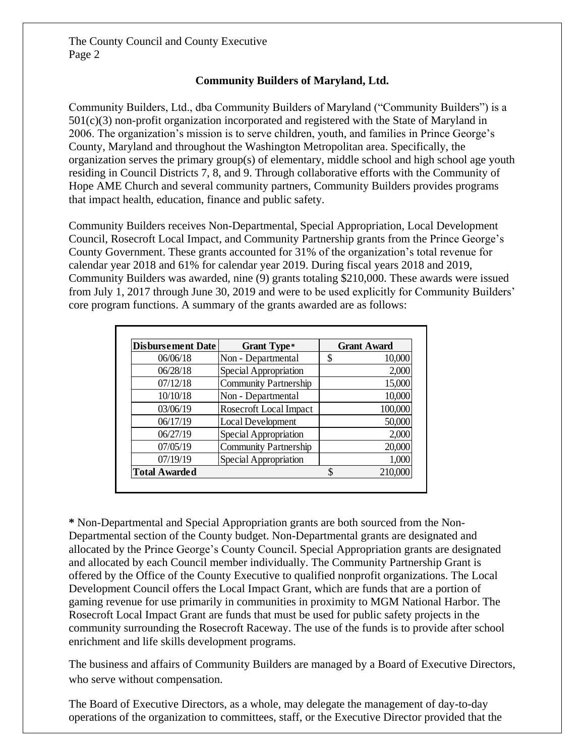## Community Builders of Maryland, Ltd.

Community Builders, Ltd., dba Community Builders of Maryland ("Community Builders") is a 501(c)(3) non-profit organization incorporated and registered with the State of Maryland in 2006. The organization's mission is to serve children, youth, and families in Prince George's County, Maryland and throughout the Washington Metropolitan area. Specifically, the organization serves the primary group(s) of elementary, middle school and high school age youth residing in Council Districts 7, 8, and 9. Through collaborative efforts with the Community of Hope AME Church and several community partners, Community Builders provides programs that impact health, education, finance and public safety.

Community Builders receives Non-Departmental, Special Appropriation, Local Development Council, Rosecroft Local Impact, and Community Partnership grants from the Prince George's County Government. These grants accounted for 31% of the organization's total revenue for calendar year 2018 and 61% for calendar year 2019. During fiscal years 2018 and 2019, Community Builders was awarded, nine (9) grants totaling $210,000. These awards were issued from July 1, 2017 through June 30, 2019 and were to be used explicitly for Community Builders' core program functions. A summary of the grants awarded are as follows:

| Disbursement Date | Grant Type* | Grant Award |
|---|---|---|
| 06/06/18 | Non - Departmental | $ 10,000 |
| 06/28/18 | Special Appropriation | 2,000 |
| 07/12/18 | Community Partnership | 15,000 |
| 10/10/18 | Non - Departmental | 10,000 |
| 03/06/19 | Rosecroft Local Impact | 100,000 |
| 06/17/19 | Local Development | 50,000 |
| 06/27/19 | Special Appropriation | 2,000 |
| 07/05/19 | Community Partnership | 20,000 |
| 07/19/19 | Special Appropriation | 1,000 |
| **Total Awarded** | | $ 210,000 |

**\*** Non-Departmental and Special Appropriation grants are both sourced from the Non-Departmental section of the County budget. Non-Departmental grants are designated and allocated by the Prince George's County Council. Special Appropriation grants are designated and allocated by each Council member individually. The Community Partnership Grant is offered by the Office of the County Executive to qualified nonprofit organizations. The Local Development Council offers the Local Impact Grant, which are funds that are a portion of gaming revenue for use primarily in communities in proximity to MGM National Harbor. The Rosecroft Local Impact Grant are funds that must be used for public safety projects in the community surrounding the Rosecroft Raceway. The use of the funds is to provide after school enrichment and life skills development programs.

The business and affairs of Community Builders are managed by a Board of Executive Directors, who serve without compensation.

The Board of Executive Directors, as a whole, may delegate the management of day-to-day operations of the organization to committees, staff, or the Executive Director provided that the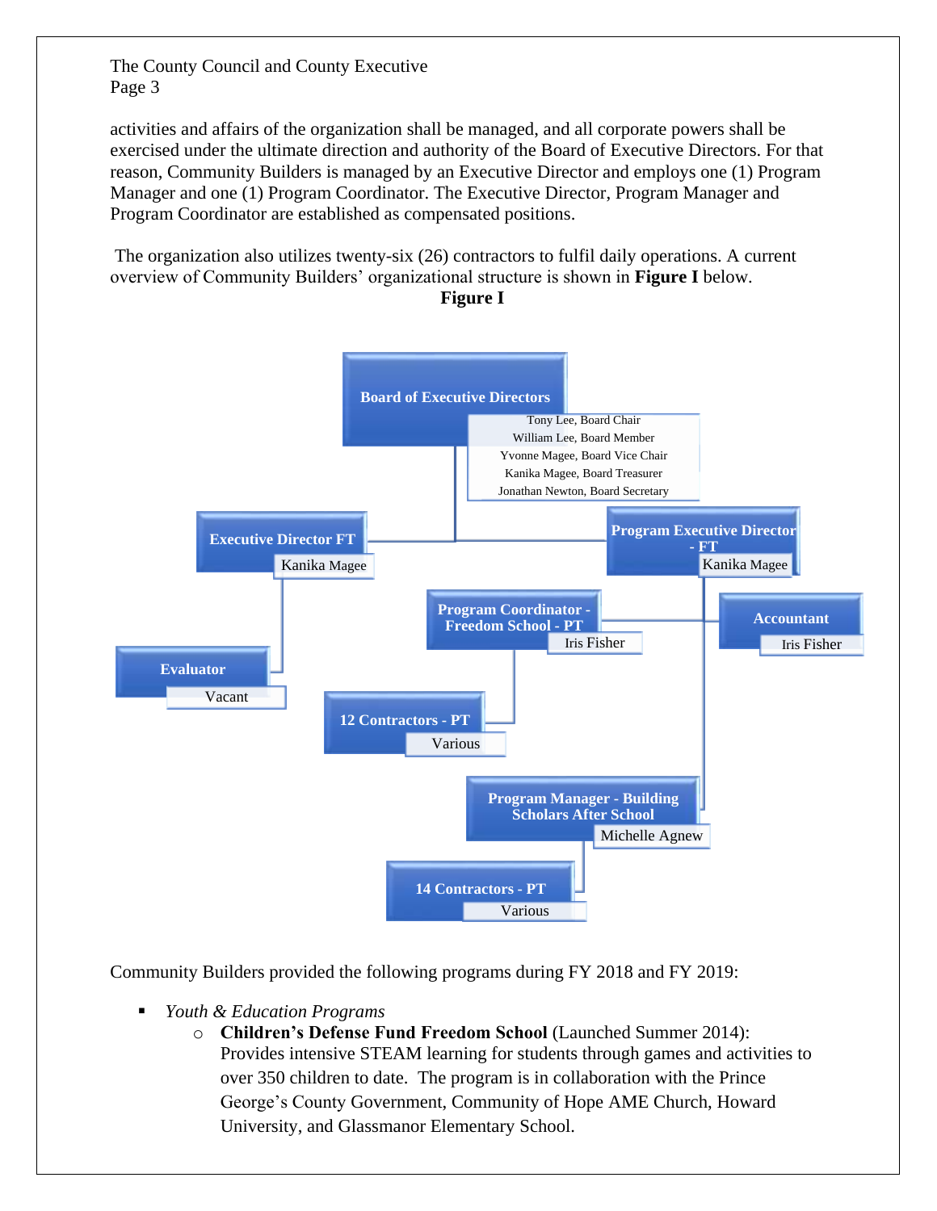activities and affairs of the organization shall be managed, and all corporate powers shall be exercised under the ultimate direction and authority of the Board of Executive Directors. For that reason, Community Builders is managed by an Executive Director and employs one (1) Program Manager and one (1) Program Coordinator. The Executive Director, Program Manager and Program Coordinator are established as compensated positions.

The organization also utilizes twenty-six (26) contractors to fulfil daily operations. A current overview of Community Builders' organizational structure is shown in **Figure I** below.

**Figure I**

**Board of Executive Directors**
Tony Lee, Board Chair
William Lee, Board Member
Yvonne Magee, Board Vice Chair
Kanika Magee, Board Treasurer
Jonathan Newton, Board Secretary

**Executive Director FT**
Kanika Magee

**Program Executive Director - FT**
Kanika Magee

**Evaluator**
Vacant

**Program Coordinator - Freedom School - PT**
Iris Fisher

**Accountant**
Iris Fisher

**12 Contractors - PT**
Various

**Program Manager - Building Scholars After School**
Michelle Agnew

**14 Contractors - PT**
Various

Community Builders provided the following programs during FY 2018 and FY 2019:

- *Youth & Education Programs*
  - **Children's Defense Fund Freedom School** (Launched Summer 2014): Provides intensive STEAM learning for students through games and activities to over 350 children to date. The program is in collaboration with the Prince George's County Government, Community of Hope AME Church, Howard University, and Glassmanor Elementary School.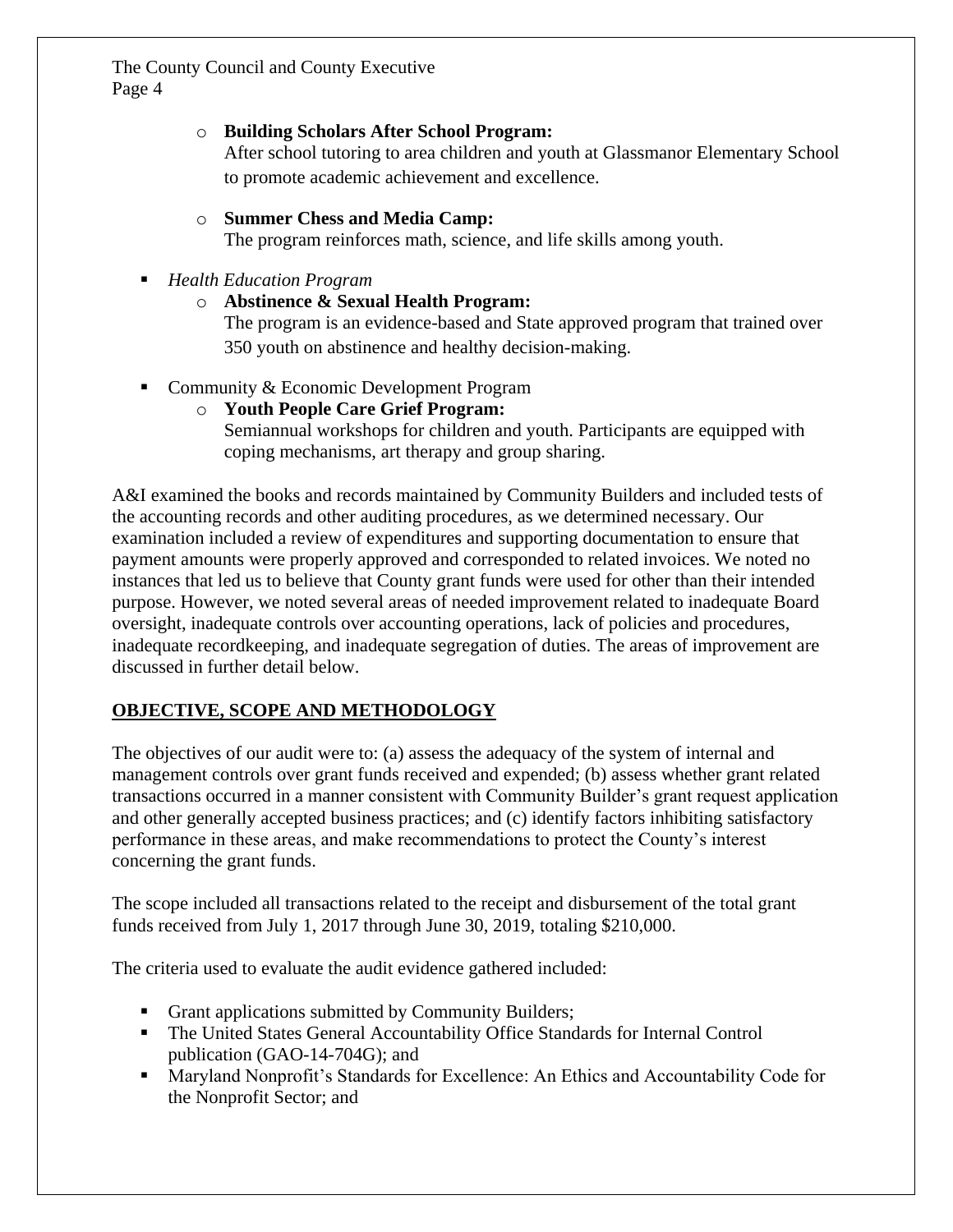- **Building Scholars After School Program:**
  After school tutoring to area children and youth at Glassmanor Elementary School to promote academic achievement and excellence.

- **Summer Chess and Media Camp:**
  The program reinforces math, science, and life skills among youth.

- *Health Education Program*
  - **Abstinence & Sexual Health Program:**
    The program is an evidence-based and State approved program that trained over 350 youth on abstinence and healthy decision-making.

- Community & Economic Development Program
  - **Youth People Care Grief Program:**
    Semiannual workshops for children and youth. Participants are equipped with coping mechanisms, art therapy and group sharing.

A&I examined the books and records maintained by Community Builders and included tests of the accounting records and other auditing procedures, as we determined necessary. Our examination included a review of expenditures and supporting documentation to ensure that payment amounts were properly approved and corresponded to related invoices. We noted no instances that led us to believe that County grant funds were used for other than their intended purpose. However, we noted several areas of needed improvement related to inadequate Board oversight, inadequate controls over accounting operations, lack of policies and procedures, inadequate recordkeeping, and inadequate segregation of duties. The areas of improvement are discussed in further detail below.

## OBJECTIVE, SCOPE AND METHODOLOGY

The objectives of our audit were to: (a) assess the adequacy of the system of internal and management controls over grant funds received and expended; (b) assess whether grant related transactions occurred in a manner consistent with Community Builder's grant request application and other generally accepted business practices; and (c) identify factors inhibiting satisfactory performance in these areas, and make recommendations to protect the County's interest concerning the grant funds.

The scope included all transactions related to the receipt and disbursement of the total grant funds received from July 1, 2017 through June 30, 2019, totaling $210,000.

The criteria used to evaluate the audit evidence gathered included:

- Grant applications submitted by Community Builders;
- The United States General Accountability Office Standards for Internal Control publication (GAO-14-704G); and
- Maryland Nonprofit's Standards for Excellence: An Ethics and Accountability Code for the Nonprofit Sector; and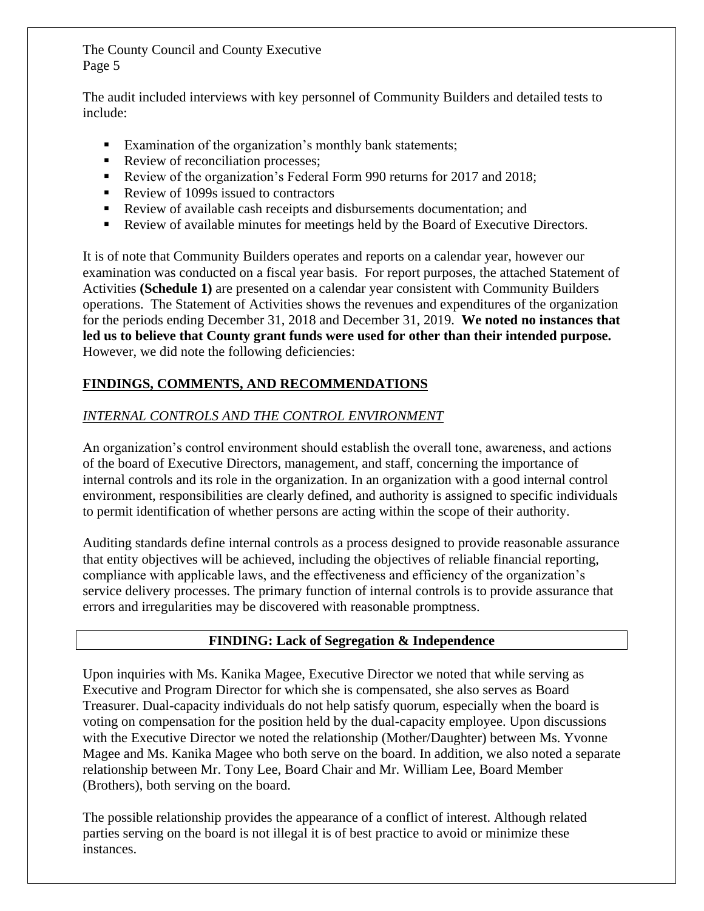The audit included interviews with key personnel of Community Builders and detailed tests to include:

- Examination of the organization's monthly bank statements;
- Review of reconciliation processes;
- Review of the organization's Federal Form 990 returns for 2017 and 2018;
- Review of 1099s issued to contractors
- Review of available cash receipts and disbursements documentation; and
- Review of available minutes for meetings held by the Board of Executive Directors.

It is of note that Community Builders operates and reports on a calendar year, however our examination was conducted on a fiscal year basis. For report purposes, the attached Statement of Activities **(Schedule 1)** are presented on a calendar year consistent with Community Builders operations. The Statement of Activities shows the revenues and expenditures of the organization for the periods ending December 31, 2018 and December 31, 2019. **We noted no instances that led us to believe that County grant funds were used for other than their intended purpose.** However, we did note the following deficiencies:

## FINDINGS, COMMENTS, AND RECOMMENDATIONS

### *INTERNAL CONTROLS AND THE CONTROL ENVIRONMENT*

An organization's control environment should establish the overall tone, awareness, and actions of the board of Executive Directors, management, and staff, concerning the importance of internal controls and its role in the organization. In an organization with a good internal control environment, responsibilities are clearly defined, and authority is assigned to specific individuals to permit identification of whether persons are acting within the scope of their authority.

Auditing standards define internal controls as a process designed to provide reasonable assurance that entity objectives will be achieved, including the objectives of reliable financial reporting, compliance with applicable laws, and the effectiveness and efficiency of the organization's service delivery processes. The primary function of internal controls is to provide assurance that errors and irregularities may be discovered with reasonable promptness.

### FINDING: Lack of Segregation & Independence

Upon inquiries with Ms. Kanika Magee, Executive Director we noted that while serving as Executive and Program Director for which she is compensated, she also serves as Board Treasurer. Dual-capacity individuals do not help satisfy quorum, especially when the board is voting on compensation for the position held by the dual-capacity employee. Upon discussions with the Executive Director we noted the relationship (Mother/Daughter) between Ms. Yvonne Magee and Ms. Kanika Magee who both serve on the board. In addition, we also noted a separate relationship between Mr. Tony Lee, Board Chair and Mr. William Lee, Board Member (Brothers), both serving on the board.

The possible relationship provides the appearance of a conflict of interest. Although related parties serving on the board is not illegal it is of best practice to avoid or minimize these instances.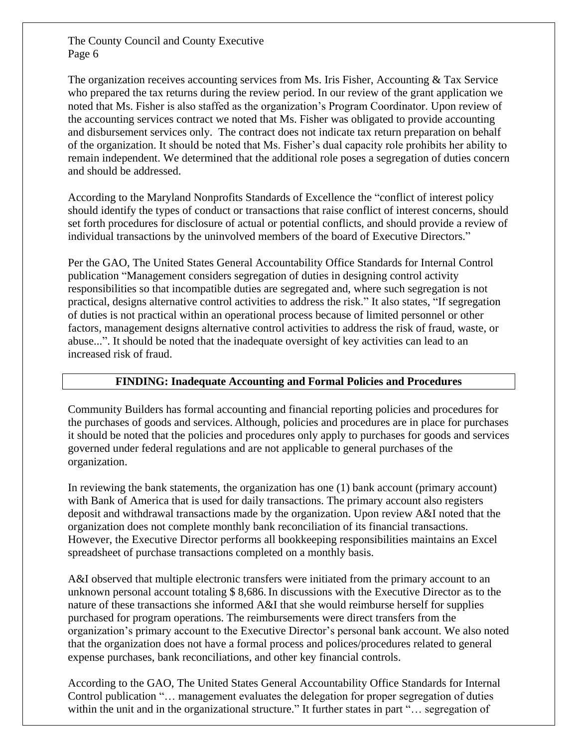The organization receives accounting services from Ms. Iris Fisher, Accounting & Tax Service who prepared the tax returns during the review period. In our review of the grant application we noted that Ms. Fisher is also staffed as the organization's Program Coordinator. Upon review of the accounting services contract we noted that Ms. Fisher was obligated to provide accounting and disbursement services only. The contract does not indicate tax return preparation on behalf of the organization. It should be noted that Ms. Fisher's dual capacity role prohibits her ability to remain independent. We determined that the additional role poses a segregation of duties concern and should be addressed.

According to the Maryland Nonprofits Standards of Excellence the "conflict of interest policy should identify the types of conduct or transactions that raise conflict of interest concerns, should set forth procedures for disclosure of actual or potential conflicts, and should provide a review of individual transactions by the uninvolved members of the board of Executive Directors."

Per the GAO, The United States General Accountability Office Standards for Internal Control publication "Management considers segregation of duties in designing control activity responsibilities so that incompatible duties are segregated and, where such segregation is not practical, designs alternative control activities to address the risk." It also states, "If segregation of duties is not practical within an operational process because of limited personnel or other factors, management designs alternative control activities to address the risk of fraud, waste, or abuse...". It should be noted that the inadequate oversight of key activities can lead to an increased risk of fraud.

## FINDING: Inadequate Accounting and Formal Policies and Procedures

Community Builders has formal accounting and financial reporting policies and procedures for the purchases of goods and services. Although, policies and procedures are in place for purchases it should be noted that the policies and procedures only apply to purchases for goods and services governed under federal regulations and are not applicable to general purchases of the organization.

In reviewing the bank statements, the organization has one (1) bank account (primary account) with Bank of America that is used for daily transactions. The primary account also registers deposit and withdrawal transactions made by the organization. Upon review A&I noted that the organization does not complete monthly bank reconciliation of its financial transactions. However, the Executive Director performs all bookkeeping responsibilities maintains an Excel spreadsheet of purchase transactions completed on a monthly basis.

A&I observed that multiple electronic transfers were initiated from the primary account to an unknown personal account totaling $ 8,686. In discussions with the Executive Director as to the nature of these transactions she informed A&I that she would reimburse herself for supplies purchased for program operations. The reimbursements were direct transfers from the organization's primary account to the Executive Director's personal bank account. We also noted that the organization does not have a formal process and polices/procedures related to general expense purchases, bank reconciliations, and other key financial controls.

According to the GAO, The United States General Accountability Office Standards for Internal Control publication "… management evaluates the delegation for proper segregation of duties within the unit and in the organizational structure." It further states in part "… segregation of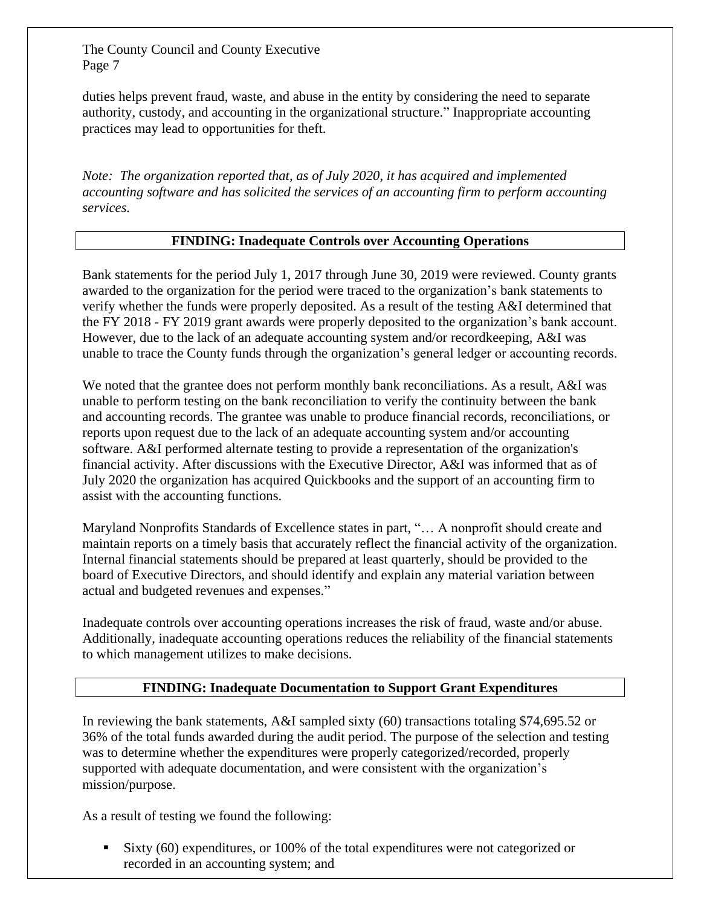duties helps prevent fraud, waste, and abuse in the entity by considering the need to separate authority, custody, and accounting in the organizational structure." Inappropriate accounting practices may lead to opportunities for theft.

*Note: The organization reported that, as of July 2020, it has acquired and implemented accounting software and has solicited the services of an accounting firm to perform accounting services.*

## FINDING: Inadequate Controls over Accounting Operations

Bank statements for the period July 1, 2017 through June 30, 2019 were reviewed. County grants awarded to the organization for the period were traced to the organization's bank statements to verify whether the funds were properly deposited. As a result of the testing A&I determined that the FY 2018 - FY 2019 grant awards were properly deposited to the organization's bank account. However, due to the lack of an adequate accounting system and/or recordkeeping, A&I was unable to trace the County funds through the organization's general ledger or accounting records.

We noted that the grantee does not perform monthly bank reconciliations. As a result, A&I was unable to perform testing on the bank reconciliation to verify the continuity between the bank and accounting records. The grantee was unable to produce financial records, reconciliations, or reports upon request due to the lack of an adequate accounting system and/or accounting software. A&I performed alternate testing to provide a representation of the organization's financial activity. After discussions with the Executive Director, A&I was informed that as of July 2020 the organization has acquired Quickbooks and the support of an accounting firm to assist with the accounting functions.

Maryland Nonprofits Standards of Excellence states in part, "… A nonprofit should create and maintain reports on a timely basis that accurately reflect the financial activity of the organization. Internal financial statements should be prepared at least quarterly, should be provided to the board of Executive Directors, and should identify and explain any material variation between actual and budgeted revenues and expenses."

Inadequate controls over accounting operations increases the risk of fraud, waste and/or abuse. Additionally, inadequate accounting operations reduces the reliability of the financial statements to which management utilizes to make decisions.

## FINDING: Inadequate Documentation to Support Grant Expenditures

In reviewing the bank statements, A&I sampled sixty (60) transactions totaling $74,695.52 or 36% of the total funds awarded during the audit period. The purpose of the selection and testing was to determine whether the expenditures were properly categorized/recorded, properly supported with adequate documentation, and were consistent with the organization's mission/purpose.

As a result of testing we found the following:

- Sixty (60) expenditures, or 100% of the total expenditures were not categorized or recorded in an accounting system; and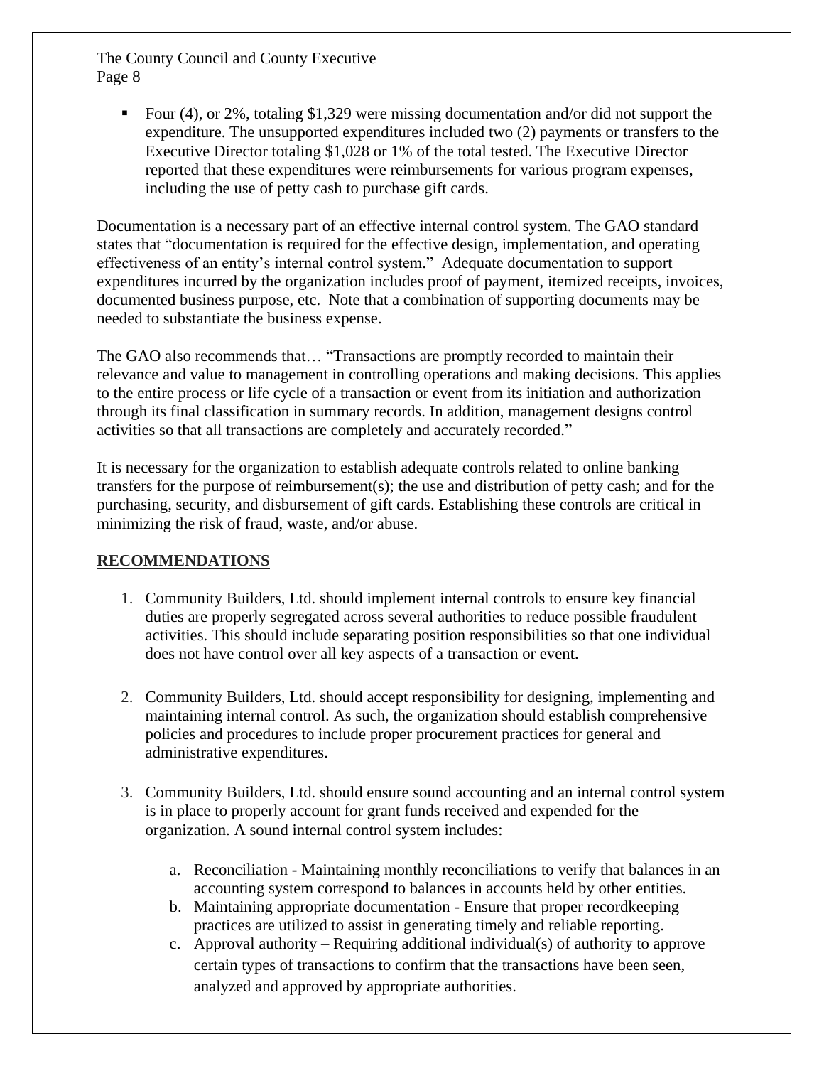- Four (4), or 2%, totaling $1,329 were missing documentation and/or did not support the expenditure. The unsupported expenditures included two (2) payments or transfers to the Executive Director totaling $1,028 or 1% of the total tested. The Executive Director reported that these expenditures were reimbursements for various program expenses, including the use of petty cash to purchase gift cards.

Documentation is a necessary part of an effective internal control system. The GAO standard states that "documentation is required for the effective design, implementation, and operating effectiveness of an entity's internal control system." Adequate documentation to support expenditures incurred by the organization includes proof of payment, itemized receipts, invoices, documented business purpose, etc. Note that a combination of supporting documents may be needed to substantiate the business expense.

The GAO also recommends that… "Transactions are promptly recorded to maintain their relevance and value to management in controlling operations and making decisions. This applies to the entire process or life cycle of a transaction or event from its initiation and authorization through its final classification in summary records. In addition, management designs control activities so that all transactions are completely and accurately recorded."

It is necessary for the organization to establish adequate controls related to online banking transfers for the purpose of reimbursement(s); the use and distribution of petty cash; and for the purchasing, security, and disbursement of gift cards. Establishing these controls are critical in minimizing the risk of fraud, waste, and/or abuse.

## RECOMMENDATIONS

1. Community Builders, Ltd. should implement internal controls to ensure key financial duties are properly segregated across several authorities to reduce possible fraudulent activities. This should include separating position responsibilities so that one individual does not have control over all key aspects of a transaction or event.

2. Community Builders, Ltd. should accept responsibility for designing, implementing and maintaining internal control. As such, the organization should establish comprehensive policies and procedures to include proper procurement practices for general and administrative expenditures.

3. Community Builders, Ltd. should ensure sound accounting and an internal control system is in place to properly account for grant funds received and expended for the organization. A sound internal control system includes:

    a. Reconciliation - Maintaining monthly reconciliations to verify that balances in an accounting system correspond to balances in accounts held by other entities.
    b. Maintaining appropriate documentation - Ensure that proper recordkeeping practices are utilized to assist in generating timely and reliable reporting.
    c. Approval authority – Requiring additional individual(s) of authority to approve certain types of transactions to confirm that the transactions have been seen, analyzed and approved by appropriate authorities.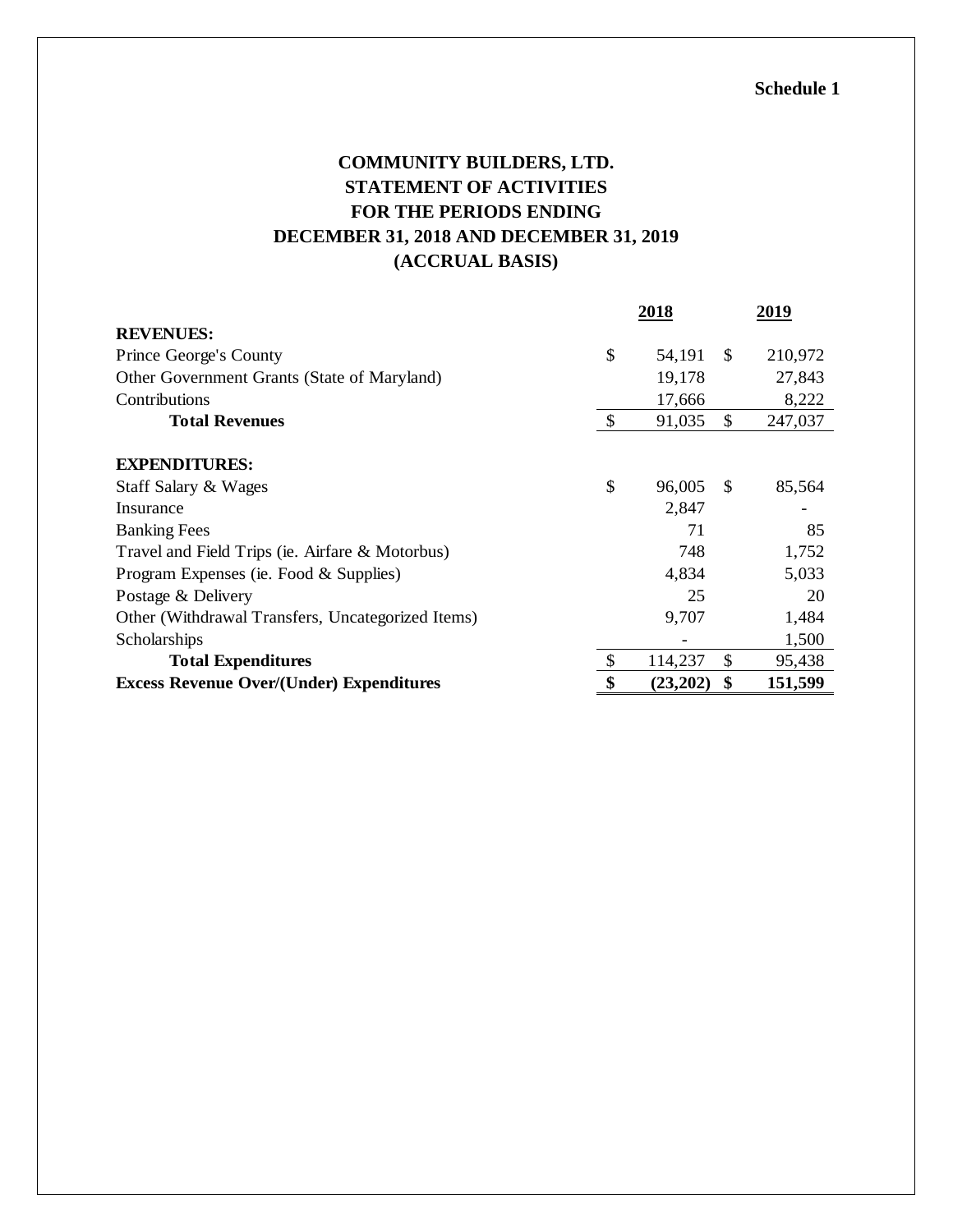**Schedule 1**

# COMMUNITY BUILDERS, LTD.
## STATEMENT OF ACTIVITIES
## FOR THE PERIODS ENDING
## DECEMBER 31, 2018 AND DECEMBER 31, 2019
## (ACCRUAL BASIS)

| | 2018 | 2019 |
|---|---|---|
| **REVENUES:** | | |
| Prince George's County | $ 54,191 | $ 210,972 |
| Other Government Grants (State of Maryland) | 19,178 | 27,843 |
| Contributions | 17,666 | 8,222 |
| **Total Revenues** | $ 91,035 | $ 247,037 |
| | | |
| **EXPENDITURES:** | | |
| Staff Salary & Wages | $ 96,005 | $ 85,564 |
| Insurance | 2,847 | - |
| Banking Fees | 71 | 85 |
| Travel and Field Trips (ie. Airfare & Motorbus) | 748 | 1,752 |
| Program Expenses (ie. Food & Supplies) | 4,834 | 5,033 |
| Postage & Delivery | 25 | 20 |
| Other (Withdrawal Transfers, Uncategorized Items) | 9,707 | 1,484 |
| Scholarships | - | 1,500 |
| **Total Expenditures** | $ 114,237 | $ 95,438 |
| **Excess Revenue Over/(Under) Expenditures** | **$ (23,202)** | **$ 151,599** |